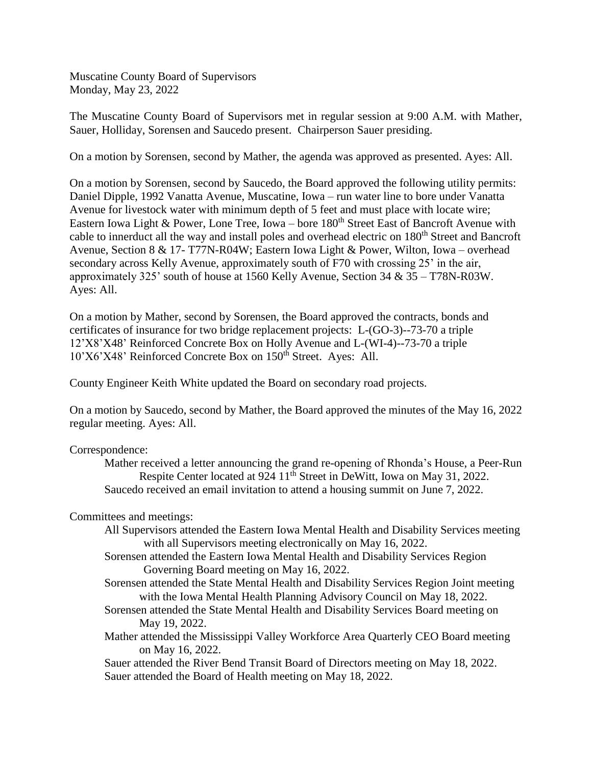Muscatine County Board of Supervisors
Monday, May 23, 2022

The Muscatine County Board of Supervisors met in regular session at 9:00 A.M. with Mather, Sauer, Holliday, Sorensen and Saucedo present. Chairperson Sauer presiding.

On a motion by Sorensen, second by Mather, the agenda was approved as presented. Ayes: All.

On a motion by Sorensen, second by Saucedo, the Board approved the following utility permits: Daniel Dipple, 1992 Vanatta Avenue, Muscatine, Iowa – run water line to bore under Vanatta Avenue for livestock water with minimum depth of 5 feet and must place with locate wire; Eastern Iowa Light & Power, Lone Tree, Iowa – bore 180th Street East of Bancroft Avenue with cable to innerduct all the way and install poles and overhead electric on 180th Street and Bancroft Avenue, Section 8 & 17- T77N-R04W; Eastern Iowa Light & Power, Wilton, Iowa – overhead secondary across Kelly Avenue, approximately south of F70 with crossing 25' in the air, approximately 325' south of house at 1560 Kelly Avenue, Section 34 & 35 – T78N-R03W. Ayes: All.

On a motion by Mather, second by Sorensen, the Board approved the contracts, bonds and certificates of insurance for two bridge replacement projects: L-(GO-3)--73-70 a triple 12'X8'X48' Reinforced Concrete Box on Holly Avenue and L-(WI-4)--73-70 a triple 10'X6'X48' Reinforced Concrete Box on 150th Street. Ayes: All.

County Engineer Keith White updated the Board on secondary road projects.

On a motion by Saucedo, second by Mather, the Board approved the minutes of the May 16, 2022 regular meeting. Ayes: All.

Correspondence:

- Mather received a letter announcing the grand re-opening of Rhonda's House, a Peer-Run Respite Center located at 924 11th Street in DeWitt, Iowa on May 31, 2022.
- Saucedo received an email invitation to attend a housing summit on June 7, 2022.

Committees and meetings:

- All Supervisors attended the Eastern Iowa Mental Health and Disability Services meeting with all Supervisors meeting electronically on May 16, 2022.
- Sorensen attended the Eastern Iowa Mental Health and Disability Services Region Governing Board meeting on May 16, 2022.
- Sorensen attended the State Mental Health and Disability Services Region Joint meeting with the Iowa Mental Health Planning Advisory Council on May 18, 2022.
- Sorensen attended the State Mental Health and Disability Services Board meeting on May 19, 2022.
- Mather attended the Mississippi Valley Workforce Area Quarterly CEO Board meeting on May 16, 2022.
- Sauer attended the River Bend Transit Board of Directors meeting on May 18, 2022.
- Sauer attended the Board of Health meeting on May 18, 2022.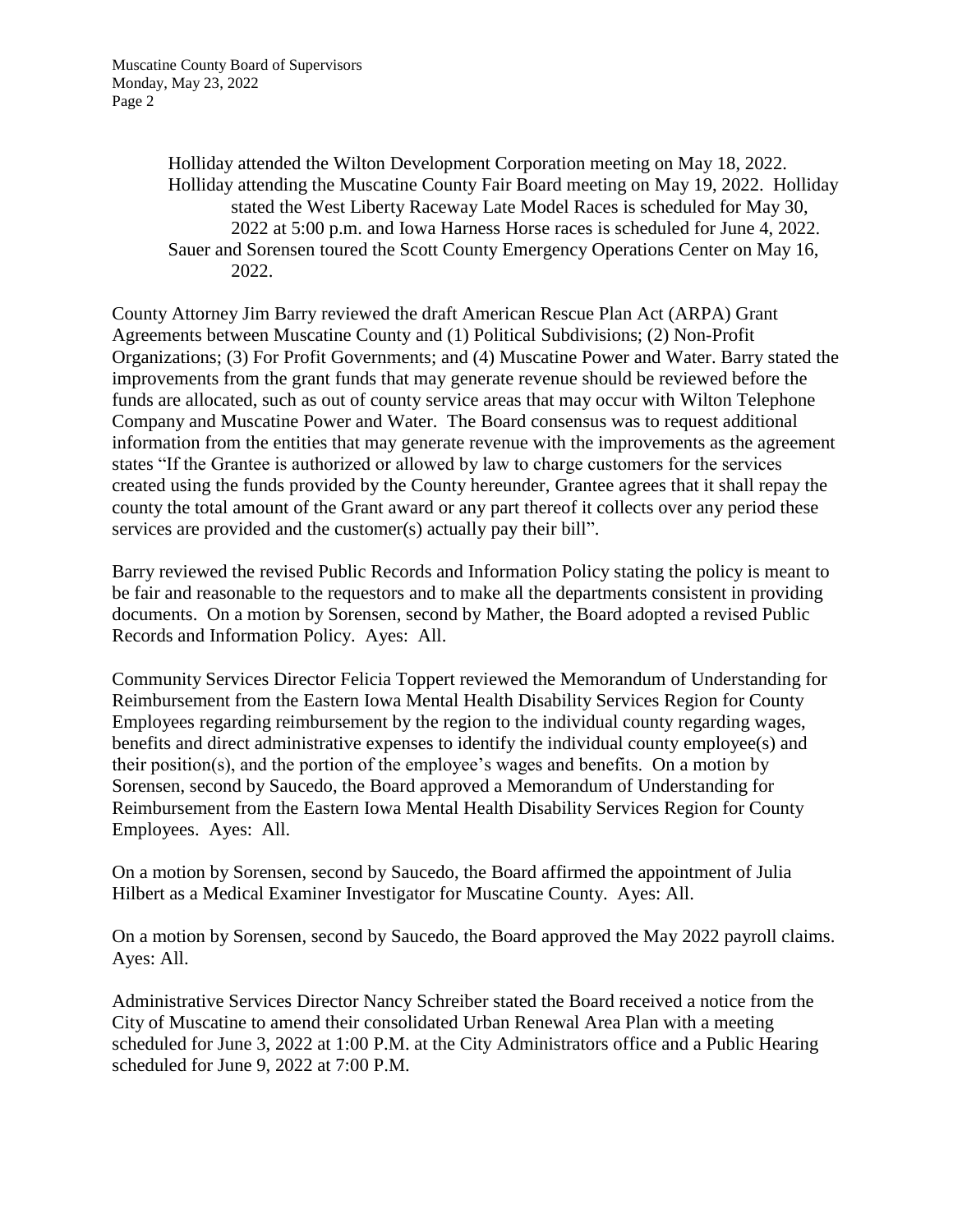Holliday attended the Wilton Development Corporation meeting on May 18, 2022.
Holliday attending the Muscatine County Fair Board meeting on May 19, 2022. Holliday stated the West Liberty Raceway Late Model Races is scheduled for May 30, 2022 at 5:00 p.m. and Iowa Harness Horse races is scheduled for June 4, 2022.
Sauer and Sorensen toured the Scott County Emergency Operations Center on May 16, 2022.

County Attorney Jim Barry reviewed the draft American Rescue Plan Act (ARPA) Grant Agreements between Muscatine County and (1) Political Subdivisions; (2) Non-Profit Organizations; (3) For Profit Governments; and (4) Muscatine Power and Water. Barry stated the improvements from the grant funds that may generate revenue should be reviewed before the funds are allocated, such as out of county service areas that may occur with Wilton Telephone Company and Muscatine Power and Water. The Board consensus was to request additional information from the entities that may generate revenue with the improvements as the agreement states "If the Grantee is authorized or allowed by law to charge customers for the services created using the funds provided by the County hereunder, Grantee agrees that it shall repay the county the total amount of the Grant award or any part thereof it collects over any period these services are provided and the customer(s) actually pay their bill".

Barry reviewed the revised Public Records and Information Policy stating the policy is meant to be fair and reasonable to the requestors and to make all the departments consistent in providing documents. On a motion by Sorensen, second by Mather, the Board adopted a revised Public Records and Information Policy. Ayes: All.

Community Services Director Felicia Toppert reviewed the Memorandum of Understanding for Reimbursement from the Eastern Iowa Mental Health Disability Services Region for County Employees regarding reimbursement by the region to the individual county regarding wages, benefits and direct administrative expenses to identify the individual county employee(s) and their position(s), and the portion of the employee's wages and benefits. On a motion by Sorensen, second by Saucedo, the Board approved a Memorandum of Understanding for Reimbursement from the Eastern Iowa Mental Health Disability Services Region for County Employees. Ayes: All.

On a motion by Sorensen, second by Saucedo, the Board affirmed the appointment of Julia Hilbert as a Medical Examiner Investigator for Muscatine County. Ayes: All.

On a motion by Sorensen, second by Saucedo, the Board approved the May 2022 payroll claims. Ayes: All.

Administrative Services Director Nancy Schreiber stated the Board received a notice from the City of Muscatine to amend their consolidated Urban Renewal Area Plan with a meeting scheduled for June 3, 2022 at 1:00 P.M. at the City Administrators office and a Public Hearing scheduled for June 9, 2022 at 7:00 P.M.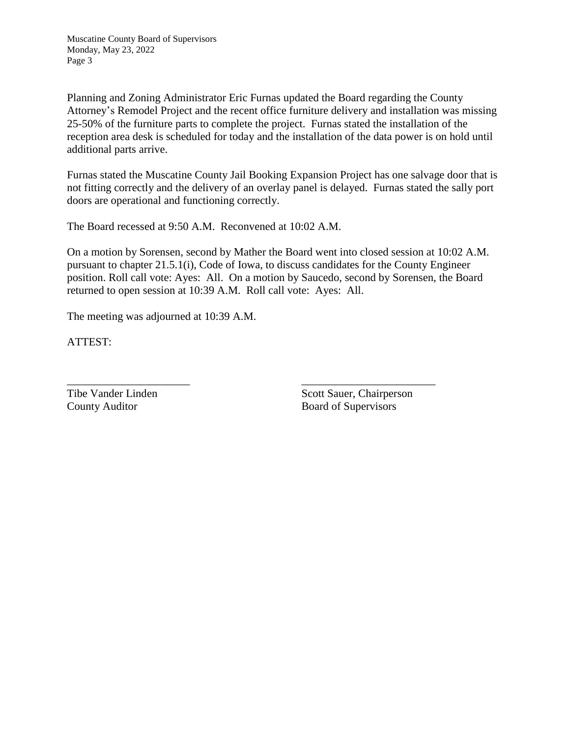Planning and Zoning Administrator Eric Furnas updated the Board regarding the County Attorney's Remodel Project and the recent office furniture delivery and installation was missing 25-50% of the furniture parts to complete the project. Furnas stated the installation of the reception area desk is scheduled for today and the installation of the data power is on hold until additional parts arrive.

Furnas stated the Muscatine County Jail Booking Expansion Project has one salvage door that is not fitting correctly and the delivery of an overlay panel is delayed. Furnas stated the sally port doors are operational and functioning correctly.

The Board recessed at 9:50 A.M. Reconvened at 10:02 A.M.

On a motion by Sorensen, second by Mather the Board went into closed session at 10:02 A.M. pursuant to chapter 21.5.1(i), Code of Iowa, to discuss candidates for the County Engineer position. Roll call vote: Ayes: All. On a motion by Saucedo, second by Sorensen, the Board returned to open session at 10:39 A.M. Roll call vote: Ayes: All.

The meeting was adjourned at 10:39 A.M.

ATTEST:

_____________________ _______________________

Tibe Vander Linden
County Auditor

Scott Sauer, Chairperson
Board of Supervisors